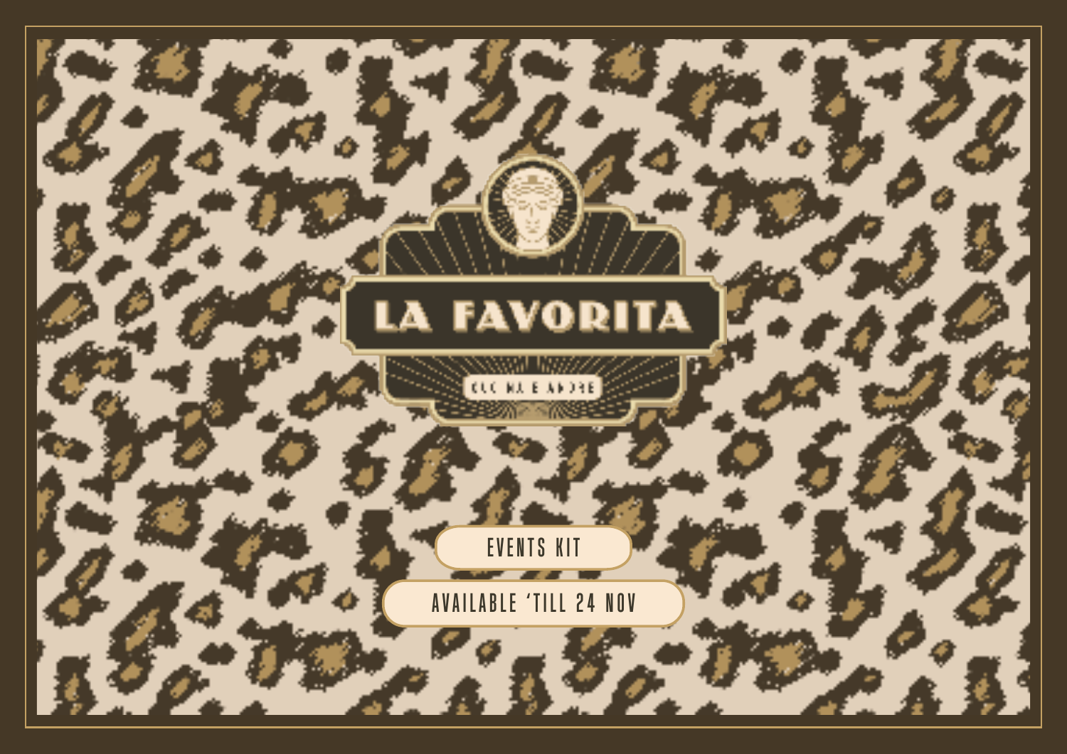# LA FAVORITA

CUCINA E AMORE

EVENTS KIT

AVAILABLE 'TILL 24 NOV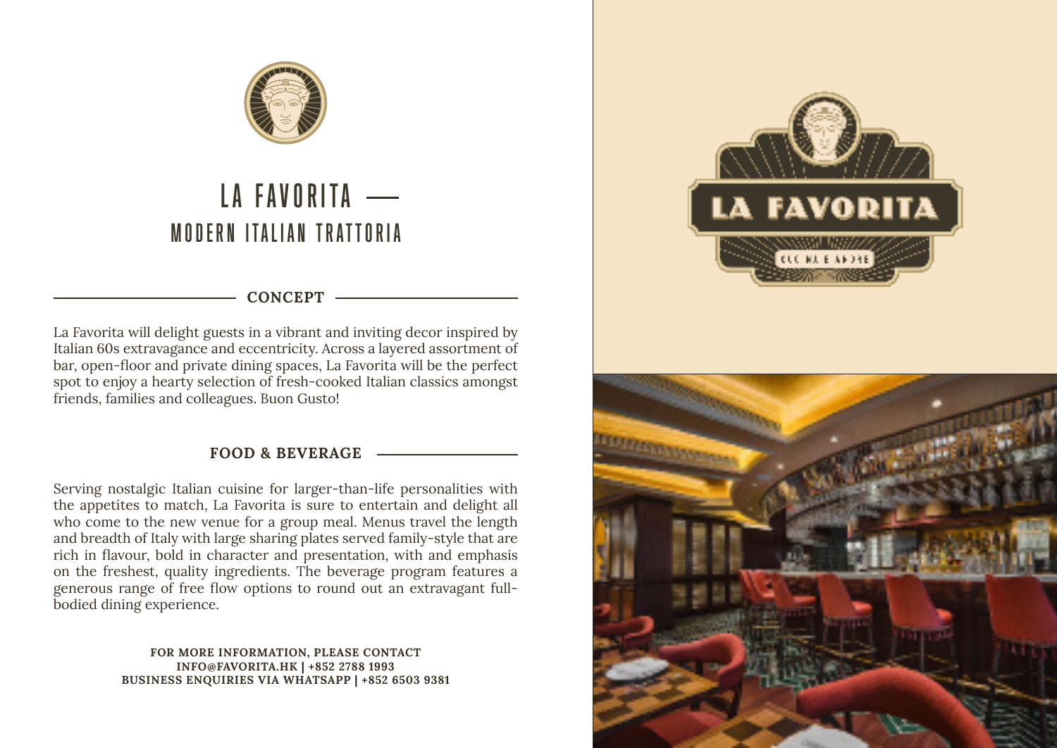# LA FAVORITA —

## MODERN ITALIAN TRATTORIA

### CONCEPT

La Favorita will delight guests in a vibrant and inviting decor inspired by Italian 60s extravagance and eccentricity. Across a layered assortment of bar, open-floor and private dining spaces, La Favorita will be the perfect spot to enjoy a hearty selection of fresh-cooked Italian classics amongst friends, families and colleagues. Buon Gusto!

### FOOD & BEVERAGE

Serving nostalgic Italian cuisine for larger-than-life personalities with the appetites to match, La Favorita is sure to entertain and delight all who come to the new venue for a group meal. Menus travel the length and breadth of Italy with large sharing plates served family-style that are rich in flavour, bold in character and presentation, with and emphasis on the freshest, quality ingredients. The beverage program features a generous range of free flow options to round out an extravagant full-bodied dining experience.

**FOR MORE INFORMATION, PLEASE CONTACT**
**INFO@FAVORITA.HK | +852 2788 1993**
**BUSINESS ENQUIRIES VIA WHATSAPP | +852 6503 9381**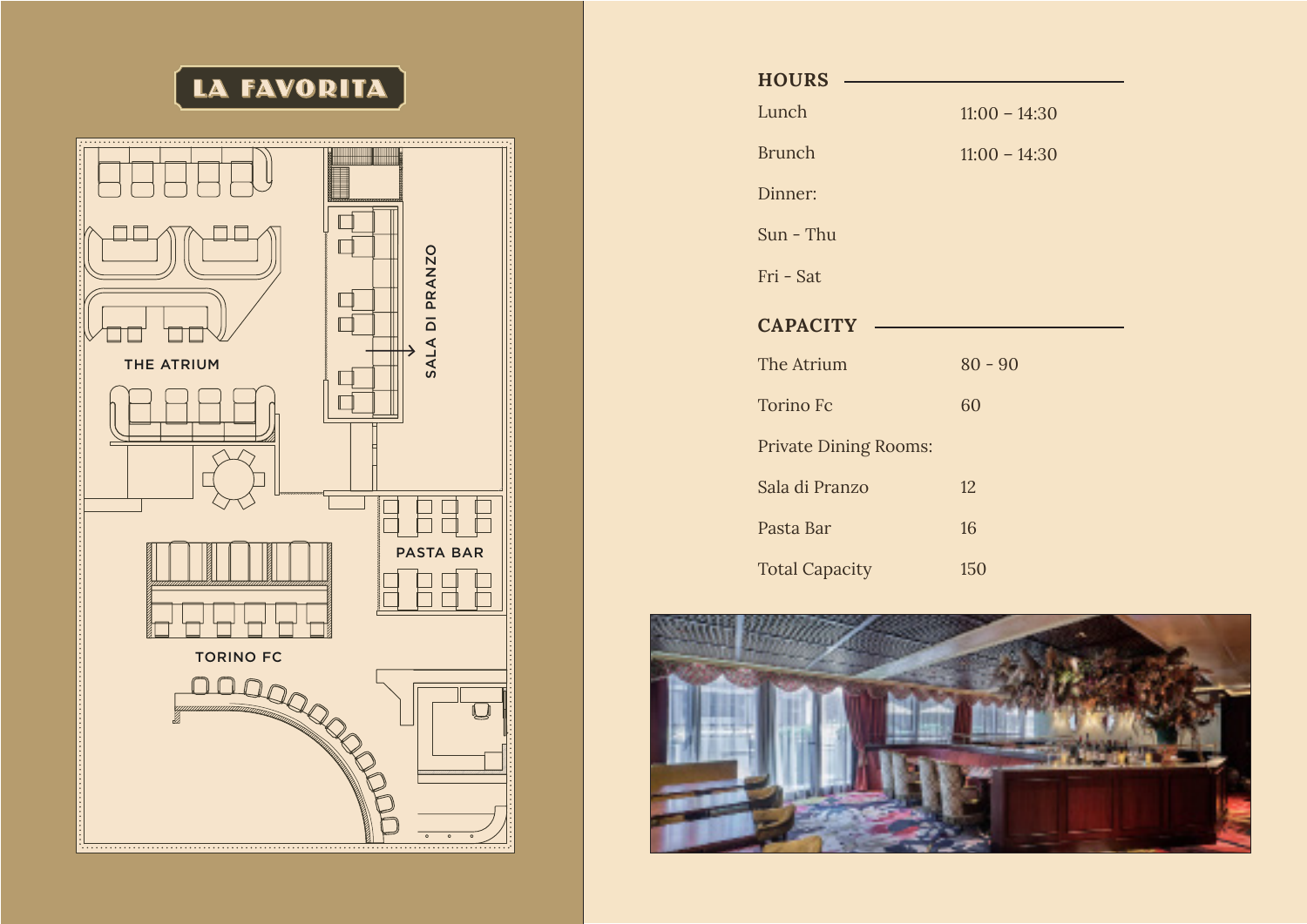# LA FAVORITA

THE ATRIUM

SALA DI PRANZO

PASTA BAR

TORINO FC

## HOURS

| | |
|---|---|
| Lunch | 11:00 – 14:30 |
| Brunch | 11:00 – 14:30 |
| Dinner: | |
| Sun - Thu | |
| Fri - Sat | |

## CAPACITY

| | |
|---|---|
| The Atrium | 80 - 90 |
| Torino Fc | 60 |
| Private Dining Rooms: | |
| Sala di Pranzo | 12 |
| Pasta Bar | 16 |
| Total Capacity | 150 |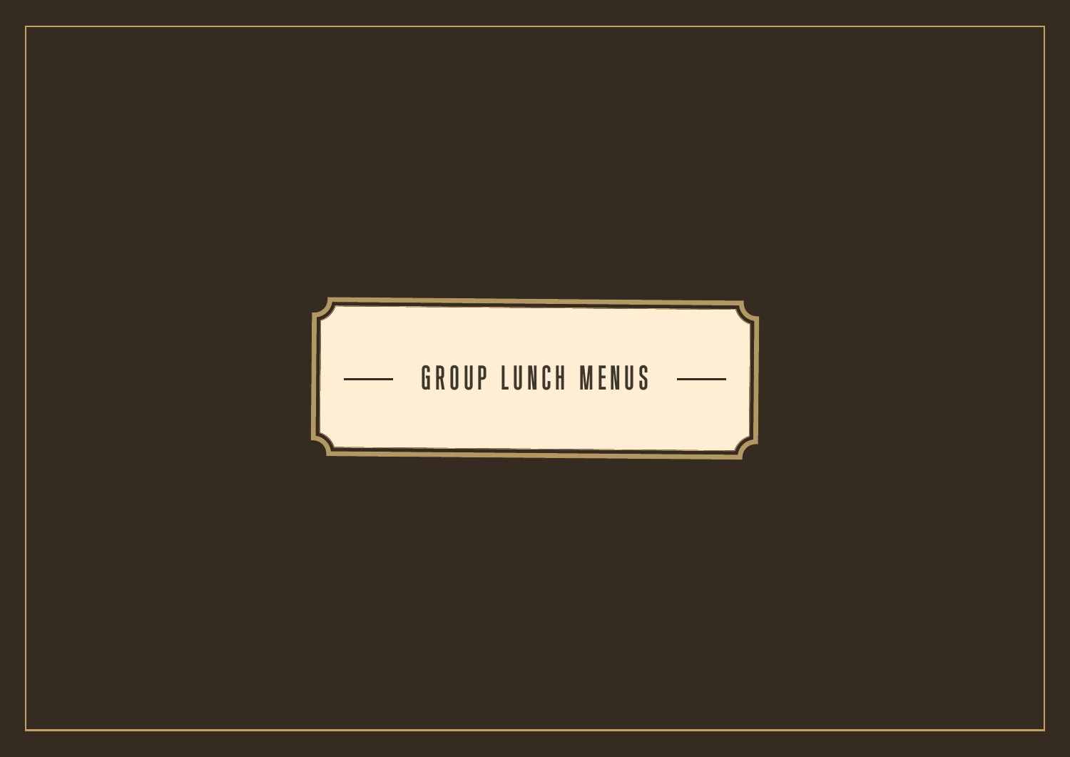# GROUP LUNCH MENUS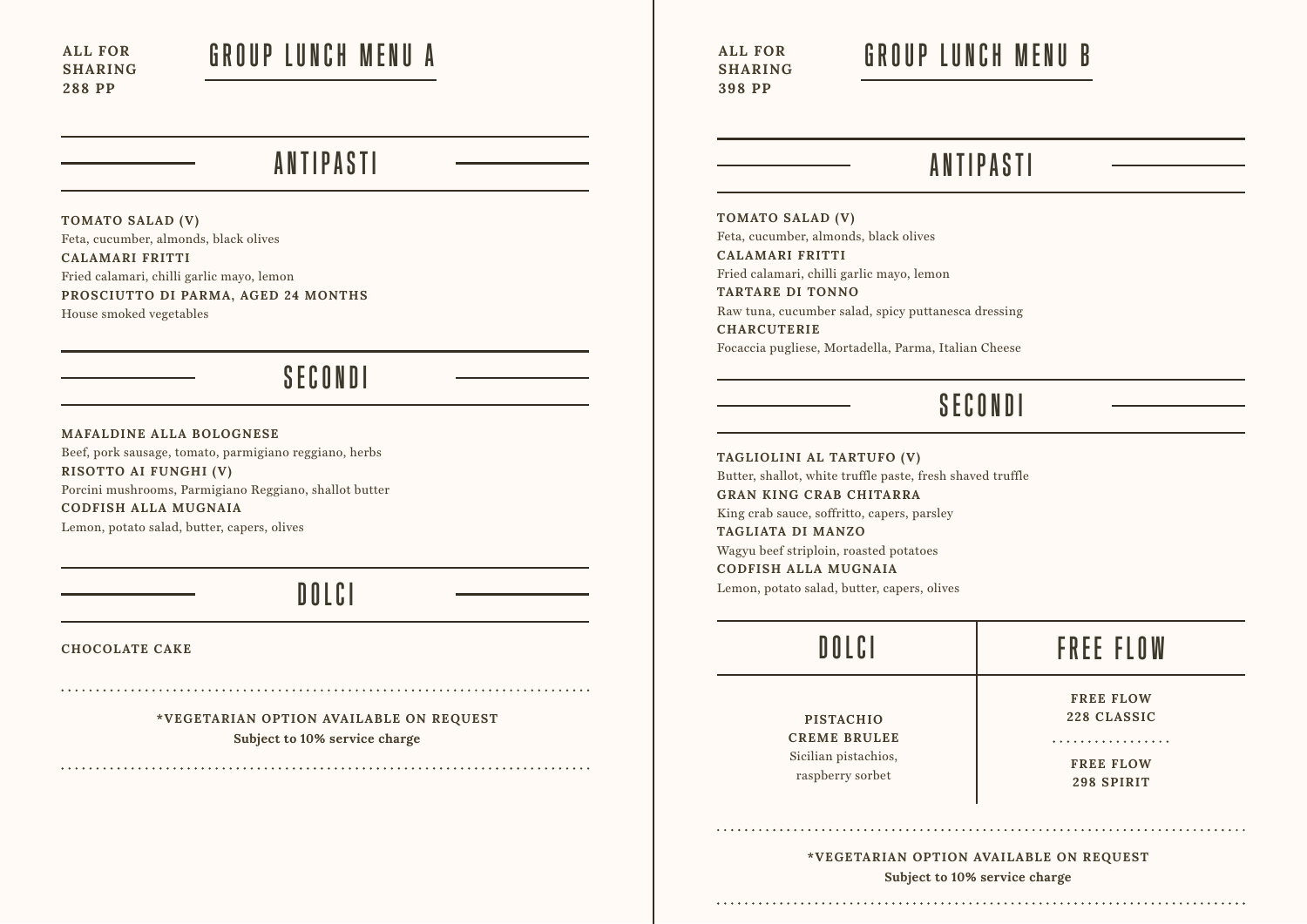ALL FOR SHARING
288 PP

# GROUP LUNCH MENU A

## ANTIPASTI

**TOMATO SALAD (V)**
Feta, cucumber, almonds, black olives

**CALAMARI FRITTI**
Fried calamari, chilli garlic mayo, lemon

**PROSCIUTTO DI PARMA, AGED 24 MONTHS**
House smoked vegetables

## SECONDI

**MAFALDINE ALLA BOLOGNESE**
Beef, pork sausage, tomato, parmigiano reggiano, herbs

**RISOTTO AI FUNGHI (V)**
Porcini mushrooms, Parmigiano Reggiano, shallot butter

**CODFISH ALLA MUGNAIA**
Lemon, potato salad, butter, capers, olives

## DOLCI

**CHOCOLATE CAKE**

**\*VEGETARIAN OPTION AVAILABLE ON REQUEST**
**Subject to 10% service charge**

ALL FOR SHARING
398 PP

# GROUP LUNCH MENU B

## ANTIPASTI

**TOMATO SALAD (V)**
Feta, cucumber, almonds, black olives

**CALAMARI FRITTI**
Fried calamari, chilli garlic mayo, lemon

**TARTARE DI TONNO**
Raw tuna, cucumber salad, spicy puttanesca dressing

**CHARCUTERIE**
Focaccia pugliese, Mortadella, Parma, Italian Cheese

## SECONDI

**TAGLIOLINI AL TARTUFO (V)**
Butter, shallot, white truffle paste, fresh shaved truffle

**GRAN KING CRAB CHITARRA**
King crab sauce, soffritto, capers, parsley

**TAGLIATA DI MANZO**
Wagyu beef striploin, roasted potatoes

**CODFISH ALLA MUGNAIA**
Lemon, potato salad, butter, capers, olives

## DOLCI

**PISTACHIO CREME BRULEE**
Sicilian pistachios, raspberry sorbet

## FREE FLOW

**FREE FLOW 228 CLASSIC**

**FREE FLOW 298 SPIRIT**

**\*VEGETARIAN OPTION AVAILABLE ON REQUEST**
**Subject to 10% service charge**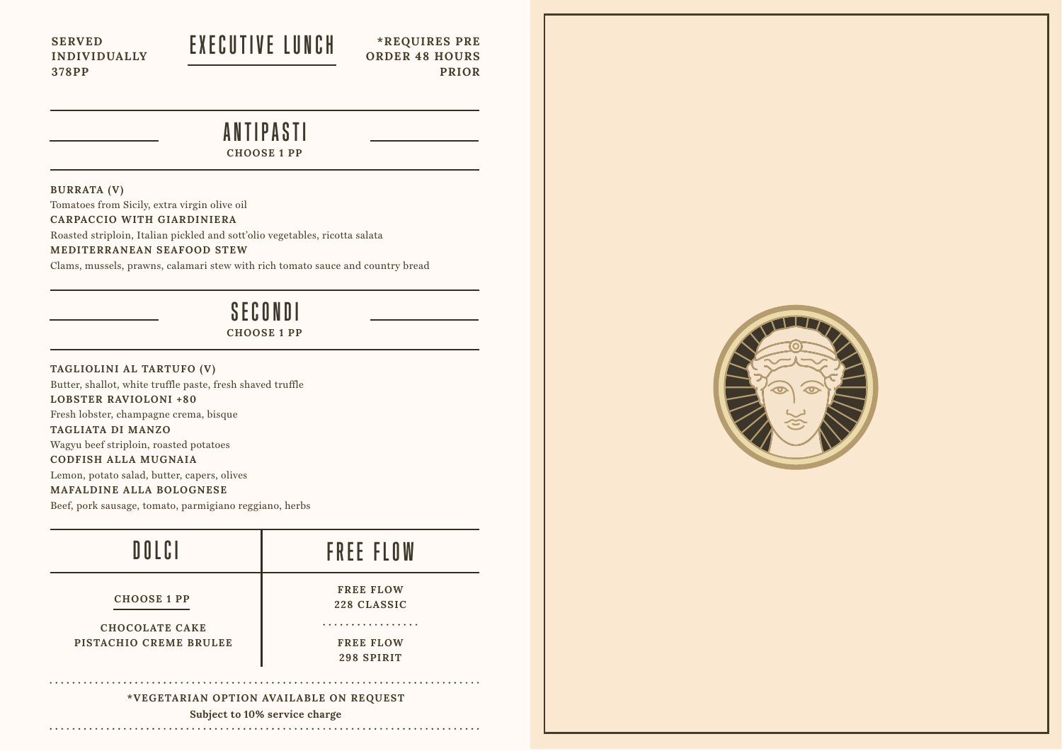SERVED INDIVIDUALLY
378PP

# EXECUTIVE LUNCH

*REQUIRES PRE ORDER 48 HOURS PRIOR

## ANTIPASTI

**CHOOSE 1 PP**

**BURRATA (V)**
Tomatoes from Sicily, extra virgin olive oil

**CARPACCIO WITH GIARDINIERA**
Roasted striploin, Italian pickled and sott'olio vegetables, ricotta salata

**MEDITERRANEAN SEAFOOD STEW**
Clams, mussels, prawns, calamari stew with rich tomato sauce and country bread

## SECONDI

**CHOOSE 1 PP**

**TAGLIOLINI AL TARTUFO (V)**
Butter, shallot, white truffle paste, fresh shaved truffle

**LOBSTER RAVIOLONI +80**
Fresh lobster, champagne crema, bisque

**TAGLIATA DI MANZO**
Wagyu beef striploin, roasted potatoes

**CODFISH ALLA MUGNAIA**
Lemon, potato salad, butter, capers, olives

**MAFALDINE ALLA BOLOGNESE**
Beef, pork sausage, tomato, parmigiano reggiano, herbs

## DOLCI

**CHOOSE 1 PP**

CHOCOLATE CAKE
PISTACHIO CREME BRULEE

## FREE FLOW

FREE FLOW
228 CLASSIC

FREE FLOW
298 SPIRIT

*VEGETARIAN OPTION AVAILABLE ON REQUEST

**Subject to 10% service charge**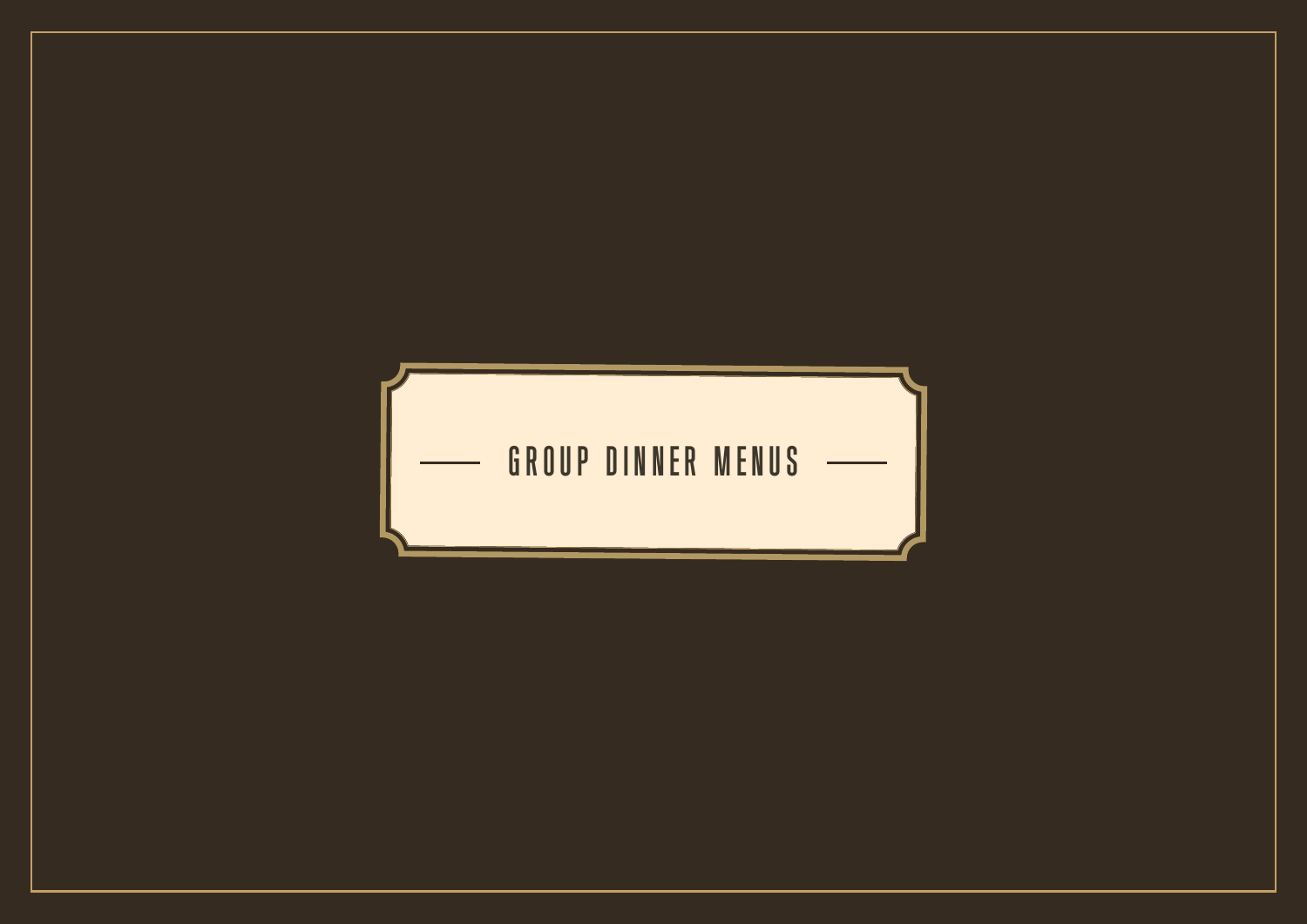# GROUP DINNER MENUS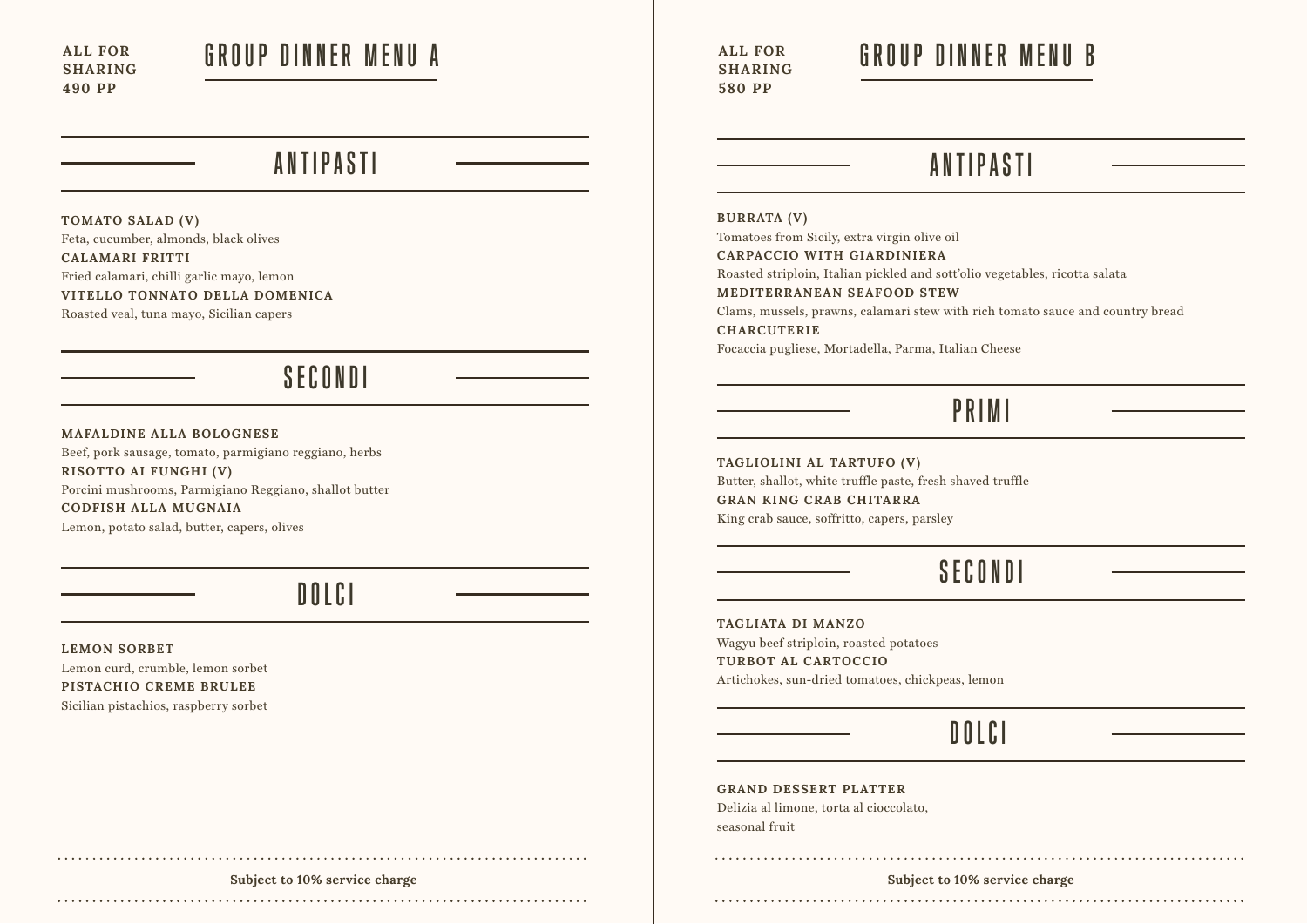ALL FOR SHARING
490 PP

# GROUP DINNER MENU A

## ANTIPASTI

**TOMATO SALAD (V)**
Feta, cucumber, almonds, black olives

**CALAMARI FRITTI**
Fried calamari, chilli garlic mayo, lemon

**VITELLO TONNATO DELLA DOMENICA**
Roasted veal, tuna mayo, Sicilian capers

## SECONDI

**MAFALDINE ALLA BOLOGNESE**
Beef, pork sausage, tomato, parmigiano reggiano, herbs

**RISOTTO AI FUNGHI (V)**
Porcini mushrooms, Parmigiano Reggiano, shallot butter

**CODFISH ALLA MUGNAIA**
Lemon, potato salad, butter, capers, olives

## DOLCI

**LEMON SORBET**
Lemon curd, crumble, lemon sorbet

**PISTACHIO CREME BRULEE**
Sicilian pistachios, raspberry sorbet

**Subject to 10% service charge**

ALL FOR SHARING
580 PP

# GROUP DINNER MENU B

## ANTIPASTI

**BURRATA (V)**
Tomatoes from Sicily, extra virgin olive oil

**CARPACCIO WITH GIARDINIERA**
Roasted striploin, Italian pickled and sott'olio vegetables, ricotta salata

**MEDITERRANEAN SEAFOOD STEW**
Clams, mussels, prawns, calamari stew with rich tomato sauce and country bread

**CHARCUTERIE**
Focaccia pugliese, Mortadella, Parma, Italian Cheese

## PRIMI

**TAGLIOLINI AL TARTUFO (V)**
Butter, shallot, white truffle paste, fresh shaved truffle

**GRAN KING CRAB CHITARRA**
King crab sauce, soffritto, capers, parsley

## SECONDI

**TAGLIATA DI MANZO**
Wagyu beef striploin, roasted potatoes

**TURBOT AL CARTOCCIO**
Artichokes, sun-dried tomatoes, chickpeas, lemon

## DOLCI

**GRAND DESSERT PLATTER**
Delizia al limone, torta al cioccolato, seasonal fruit

**Subject to 10% service charge**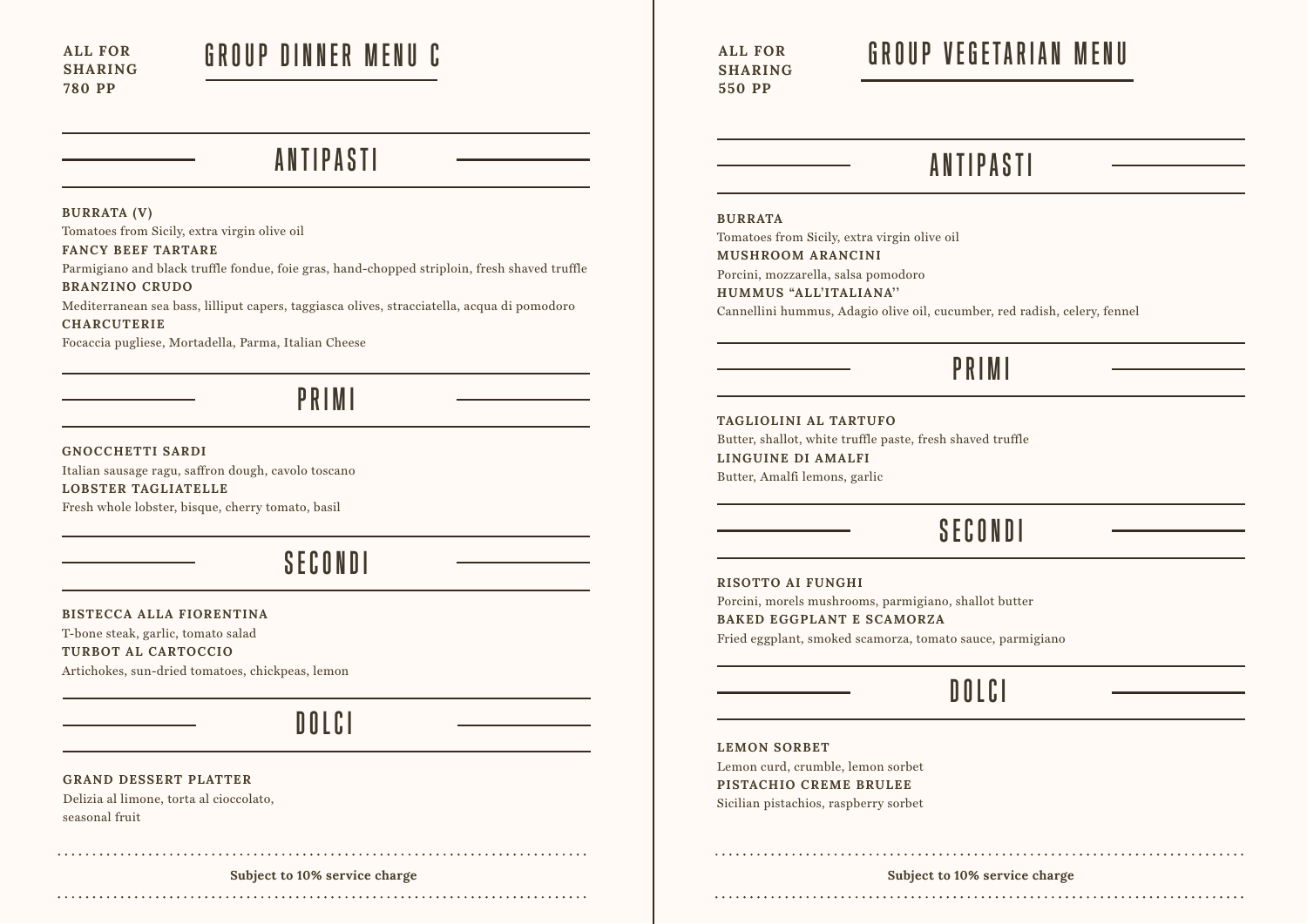ALL FOR SHARING
780 PP

# GROUP DINNER MENU C

## ANTIPASTI

**BURRATA (V)**
Tomatoes from Sicily, extra virgin olive oil

**FANCY BEEF TARTARE**
Parmigiano and black truffle fondue, foie gras, hand-chopped striploin, fresh shaved truffle

**BRANZINO CRUDO**
Mediterranean sea bass, lilliput capers, taggiasca olives, stracciatella, acqua di pomodoro

**CHARCUTERIE**
Focaccia pugliese, Mortadella, Parma, Italian Cheese

## PRIMI

**GNOCCHETTI SARDI**
Italian sausage ragu, saffron dough, cavolo toscano

**LOBSTER TAGLIATELLE**
Fresh whole lobster, bisque, cherry tomato, basil

## SECONDI

**BISTECCA ALLA FIORENTINA**
T-bone steak, garlic, tomato salad

**TURBOT AL CARTOCCIO**
Artichokes, sun-dried tomatoes, chickpeas, lemon

## DOLCI

**GRAND DESSERT PLATTER**
Delizia al limone, torta al cioccolato, seasonal fruit

**Subject to 10% service charge**

ALL FOR SHARING
550 PP

# GROUP VEGETARIAN MENU

## ANTIPASTI

**BURRATA**
Tomatoes from Sicily, extra virgin olive oil

**MUSHROOM ARANCINI**
Porcini, mozzarella, salsa pomodoro

**HUMMUS "ALL'ITALIANA"**
Cannellini hummus, Adagio olive oil, cucumber, red radish, celery, fennel

## PRIMI

**TAGLIOLINI AL TARTUFO**
Butter, shallot, white truffle paste, fresh shaved truffle

**LINGUINE DI AMALFI**
Butter, Amalfi lemons, garlic

## SECONDI

**RISOTTO AI FUNGHI**
Porcini, morels mushrooms, parmigiano, shallot butter

**BAKED EGGPLANT E SCAMORZA**
Fried eggplant, smoked scamorza, tomato sauce, parmigiano

## DOLCI

**LEMON SORBET**
Lemon curd, crumble, lemon sorbet

**PISTACHIO CREME BRULEE**
Sicilian pistachios, raspberry sorbet

**Subject to 10% service charge**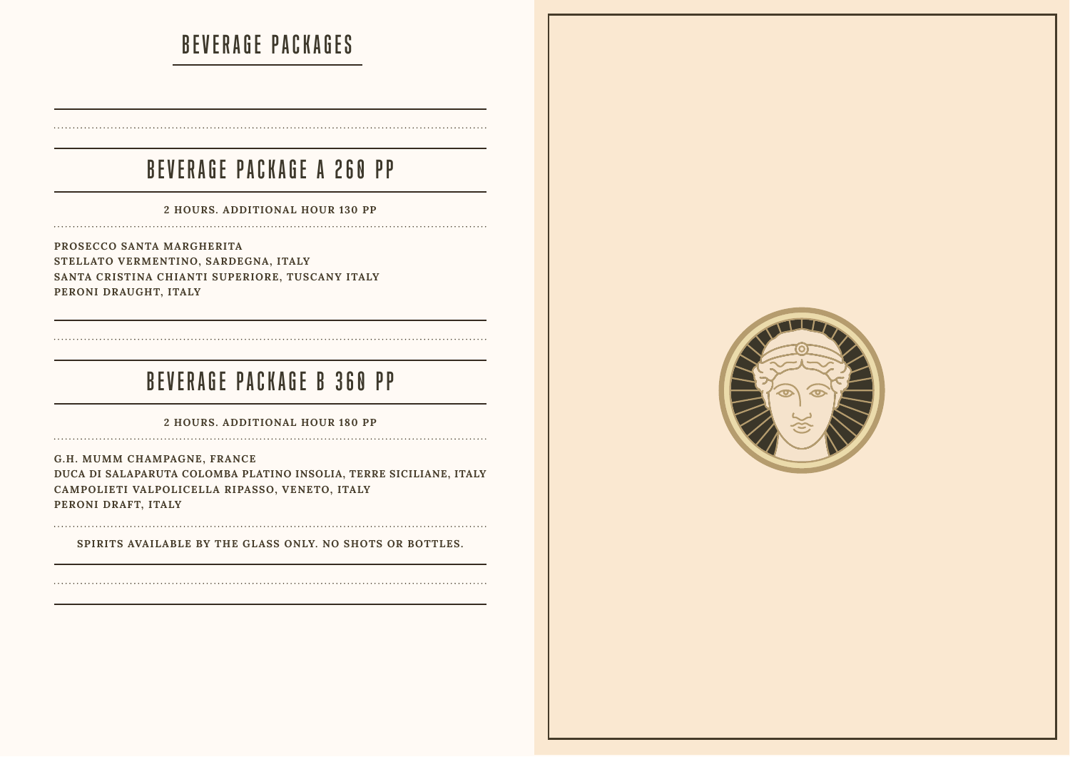# BEVERAGE PACKAGES

## BEVERAGE PACKAGE A 260 PP

2 HOURS. ADDITIONAL HOUR 130 PP

PROSECCO SANTA MARGHERITA
STELLATO VERMENTINO, SARDEGNA, ITALY
SANTA CRISTINA CHIANTI SUPERIORE, TUSCANY ITALY
PERONI DRAUGHT, ITALY

## BEVERAGE PACKAGE B 360 PP

2 HOURS. ADDITIONAL HOUR 180 PP

G.H. MUMM CHAMPAGNE, FRANCE
DUCA DI SALAPARUTA COLOMBA PLATINO INSOLIA, TERRE SICILIANE, ITALY
CAMPOLIETI VALPOLICELLA RIPASSO, VENETO, ITALY
PERONI DRAFT, ITALY

SPIRITS AVAILABLE BY THE GLASS ONLY. NO SHOTS OR BOTTLES.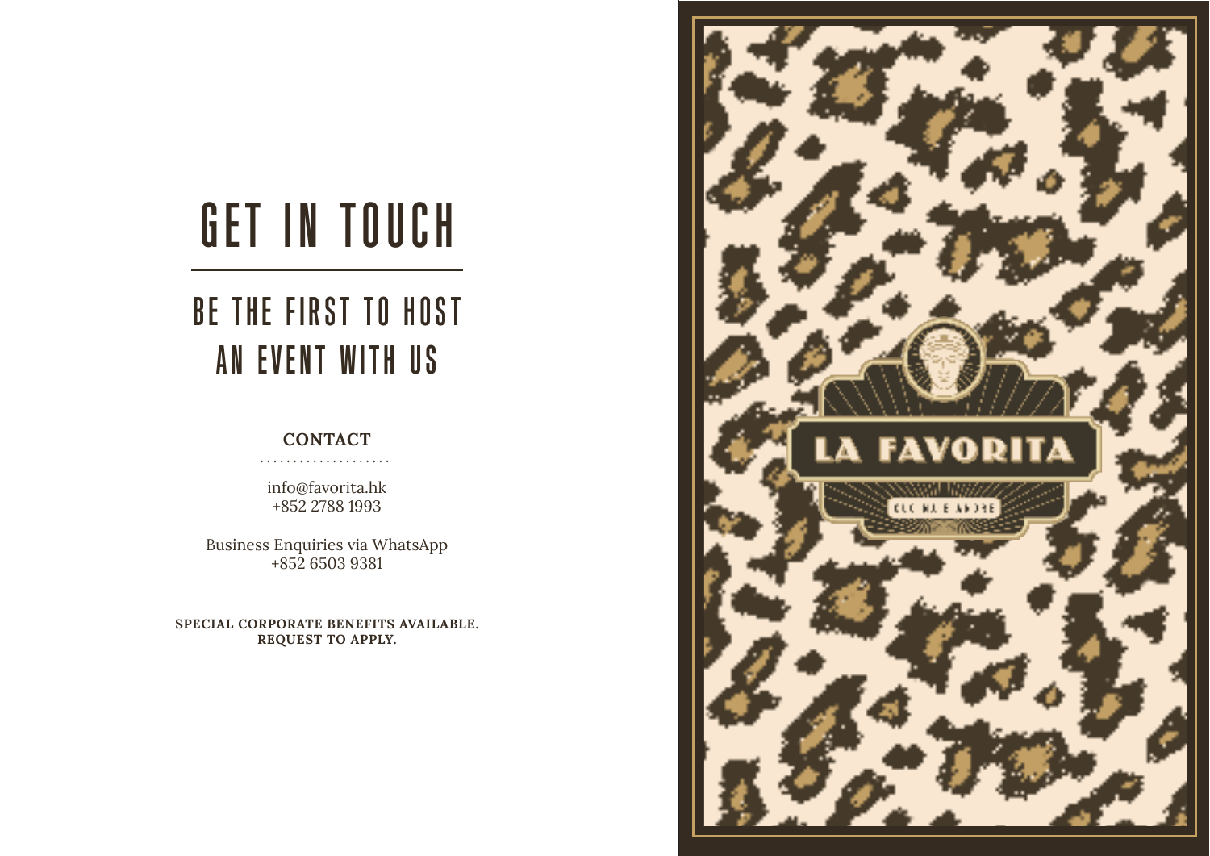# GET IN TOUCH

## BE THE FIRST TO HOST AN EVENT WITH US

**CONTACT**

info@favorita.hk
+852 2788 1993

Business Enquiries via WhatsApp
+852 6503 9381

**SPECIAL CORPORATE BENEFITS AVAILABLE.
REQUEST TO APPLY.**

LA FAVORITA

CUCINA E AMORE